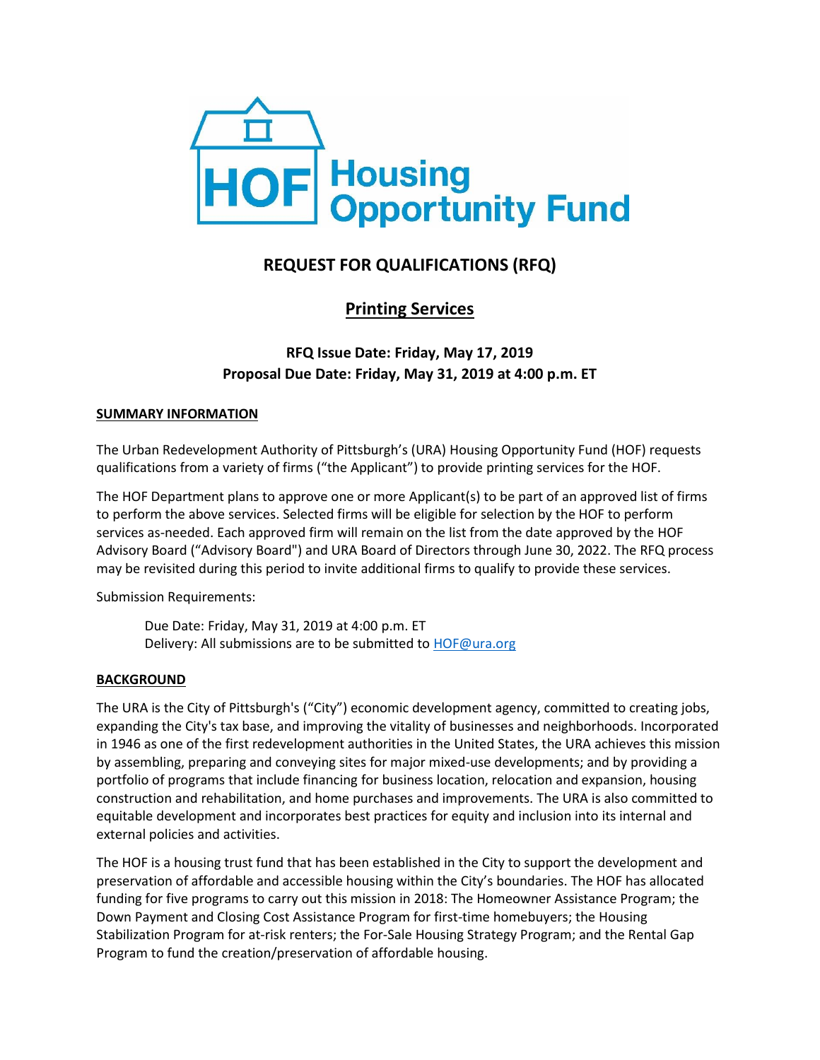HOF Housing Opportunity Fund

# REQUEST FOR QUALIFICATIONS (RFQ)

## Printing Services

### RFQ Issue Date: Friday, May 17, 2019
### Proposal Due Date: Friday, May 31, 2019 at 4:00 p.m. ET

**SUMMARY INFORMATION**

The Urban Redevelopment Authority of Pittsburgh's (URA) Housing Opportunity Fund (HOF) requests qualifications from a variety of firms ("the Applicant") to provide printing services for the HOF.

The HOF Department plans to approve one or more Applicant(s) to be part of an approved list of firms to perform the above services. Selected firms will be eligible for selection by the HOF to perform services as-needed. Each approved firm will remain on the list from the date approved by the HOF Advisory Board ("Advisory Board") and URA Board of Directors through June 30, 2022. The RFQ process may be revisited during this period to invite additional firms to qualify to provide these services.

Submission Requirements:

> Due Date: Friday, May 31, 2019 at 4:00 p.m. ET
> Delivery: All submissions are to be submitted to HOF@ura.org

**BACKGROUND**

The URA is the City of Pittsburgh's ("City") economic development agency, committed to creating jobs, expanding the City's tax base, and improving the vitality of businesses and neighborhoods. Incorporated in 1946 as one of the first redevelopment authorities in the United States, the URA achieves this mission by assembling, preparing and conveying sites for major mixed-use developments; and by providing a portfolio of programs that include financing for business location, relocation and expansion, housing construction and rehabilitation, and home purchases and improvements. The URA is also committed to equitable development and incorporates best practices for equity and inclusion into its internal and external policies and activities.

The HOF is a housing trust fund that has been established in the City to support the development and preservation of affordable and accessible housing within the City's boundaries. The HOF has allocated funding for five programs to carry out this mission in 2018: The Homeowner Assistance Program; the Down Payment and Closing Cost Assistance Program for first-time homebuyers; the Housing Stabilization Program for at-risk renters; the For-Sale Housing Strategy Program; and the Rental Gap Program to fund the creation/preservation of affordable housing.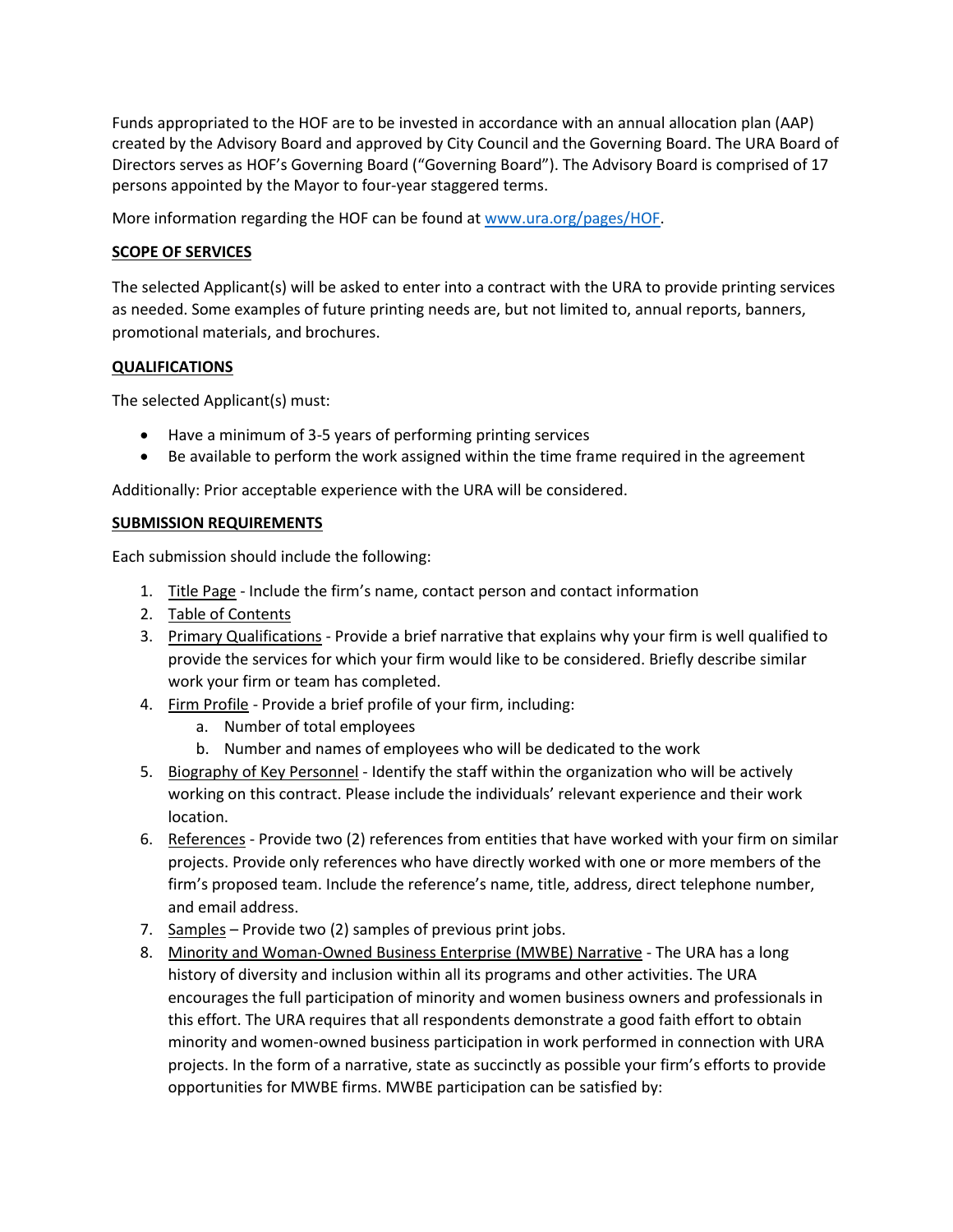Funds appropriated to the HOF are to be invested in accordance with an annual allocation plan (AAP) created by the Advisory Board and approved by City Council and the Governing Board. The URA Board of Directors serves as HOF's Governing Board ("Governing Board"). The Advisory Board is comprised of 17 persons appointed by the Mayor to four-year staggered terms.

More information regarding the HOF can be found at [www.ura.org/pages/HOF](www.ura.org/pages/HOF).

## SCOPE OF SERVICES

The selected Applicant(s) will be asked to enter into a contract with the URA to provide printing services as needed. Some examples of future printing needs are, but not limited to, annual reports, banners, promotional materials, and brochures.

## QUALIFICATIONS

The selected Applicant(s) must:

- Have a minimum of 3-5 years of performing printing services
- Be available to perform the work assigned within the time frame required in the agreement

Additionally: Prior acceptable experience with the URA will be considered.

## SUBMISSION REQUIREMENTS

Each submission should include the following:

1. Title Page - Include the firm's name, contact person and contact information
2. Table of Contents
3. Primary Qualifications - Provide a brief narrative that explains why your firm is well qualified to provide the services for which your firm would like to be considered. Briefly describe similar work your firm or team has completed.
4. Firm Profile - Provide a brief profile of your firm, including:
   a. Number of total employees
   b. Number and names of employees who will be dedicated to the work
5. Biography of Key Personnel - Identify the staff within the organization who will be actively working on this contract. Please include the individuals' relevant experience and their work location.
6. References - Provide two (2) references from entities that have worked with your firm on similar projects. Provide only references who have directly worked with one or more members of the firm's proposed team. Include the reference's name, title, address, direct telephone number, and email address.
7. Samples – Provide two (2) samples of previous print jobs.
8. Minority and Woman-Owned Business Enterprise (MWBE) Narrative - The URA has a long history of diversity and inclusion within all its programs and other activities. The URA encourages the full participation of minority and women business owners and professionals in this effort. The URA requires that all respondents demonstrate a good faith effort to obtain minority and women-owned business participation in work performed in connection with URA projects. In the form of a narrative, state as succinctly as possible your firm's efforts to provide opportunities for MWBE firms. MWBE participation can be satisfied by: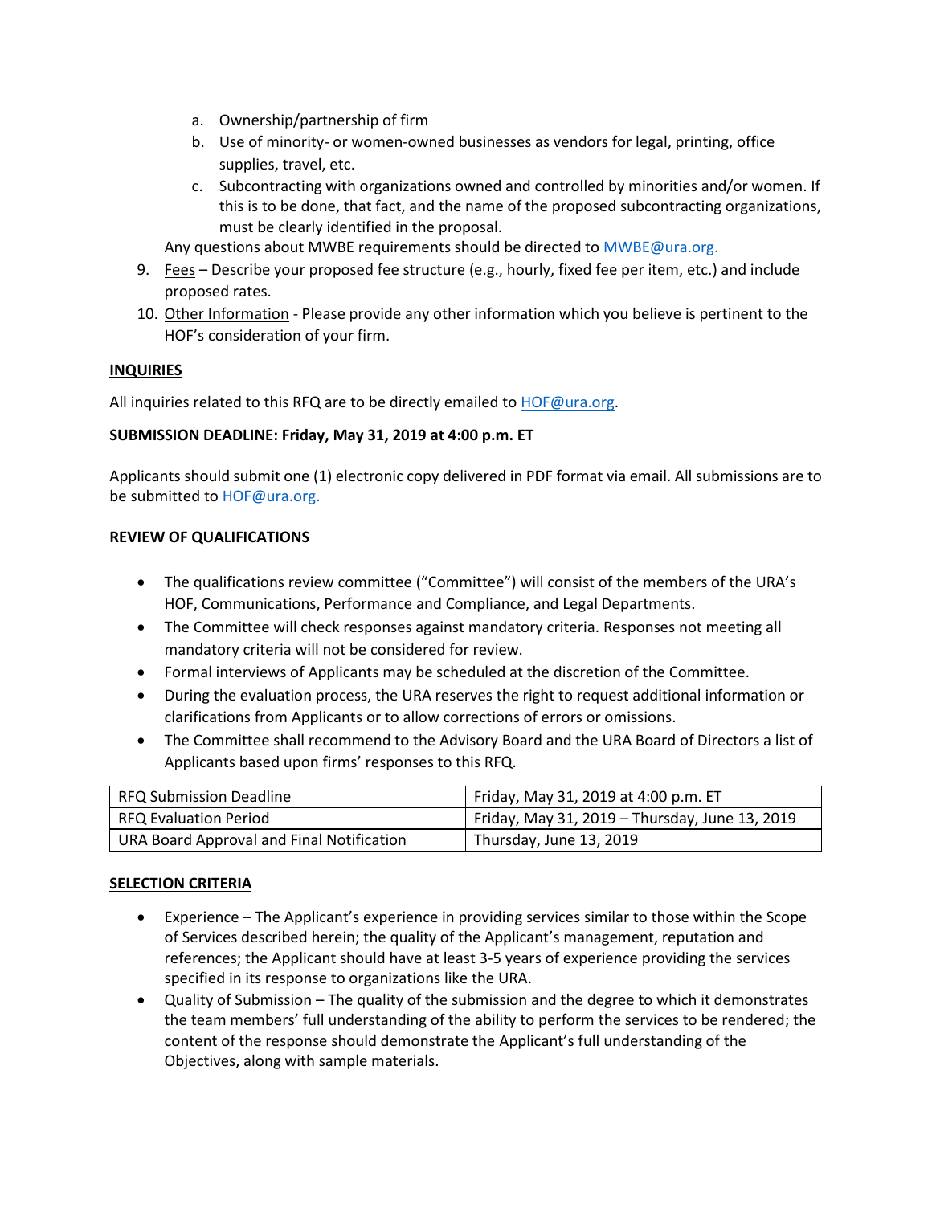a. Ownership/partnership of firm
   b. Use of minority- or women-owned businesses as vendors for legal, printing, office supplies, travel, etc.
   c. Subcontracting with organizations owned and controlled by minorities and/or women. If this is to be done, that fact, and the name of the proposed subcontracting organizations, must be clearly identified in the proposal.

   Any questions about MWBE requirements should be directed to MWBE@ura.org.

9. Fees – Describe your proposed fee structure (e.g., hourly, fixed fee per item, etc.) and include proposed rates.
10. Other Information - Please provide any other information which you believe is pertinent to the HOF's consideration of your firm.

**INQUIRIES**

All inquiries related to this RFQ are to be directly emailed to HOF@ura.org.

**SUBMISSION DEADLINE: Friday, May 31, 2019 at 4:00 p.m. ET**

Applicants should submit one (1) electronic copy delivered in PDF format via email. All submissions are to be submitted to HOF@ura.org.

**REVIEW OF QUALIFICATIONS**

- The qualifications review committee ("Committee") will consist of the members of the URA's HOF, Communications, Performance and Compliance, and Legal Departments.
- The Committee will check responses against mandatory criteria. Responses not meeting all mandatory criteria will not be considered for review.
- Formal interviews of Applicants may be scheduled at the discretion of the Committee.
- During the evaluation process, the URA reserves the right to request additional information or clarifications from Applicants or to allow corrections of errors or omissions.
- The Committee shall recommend to the Advisory Board and the URA Board of Directors a list of Applicants based upon firms' responses to this RFQ.

| RFQ Submission Deadline | Friday, May 31, 2019 at 4:00 p.m. ET |
|---|---|
| RFQ Evaluation Period | Friday, May 31, 2019 – Thursday, June 13, 2019 |
| URA Board Approval and Final Notification | Thursday, June 13, 2019 |

**SELECTION CRITERIA**

- Experience – The Applicant's experience in providing services similar to those within the Scope of Services described herein; the quality of the Applicant's management, reputation and references; the Applicant should have at least 3-5 years of experience providing the services specified in its response to organizations like the URA.
- Quality of Submission – The quality of the submission and the degree to which it demonstrates the team members' full understanding of the ability to perform the services to be rendered; the content of the response should demonstrate the Applicant's full understanding of the Objectives, along with sample materials.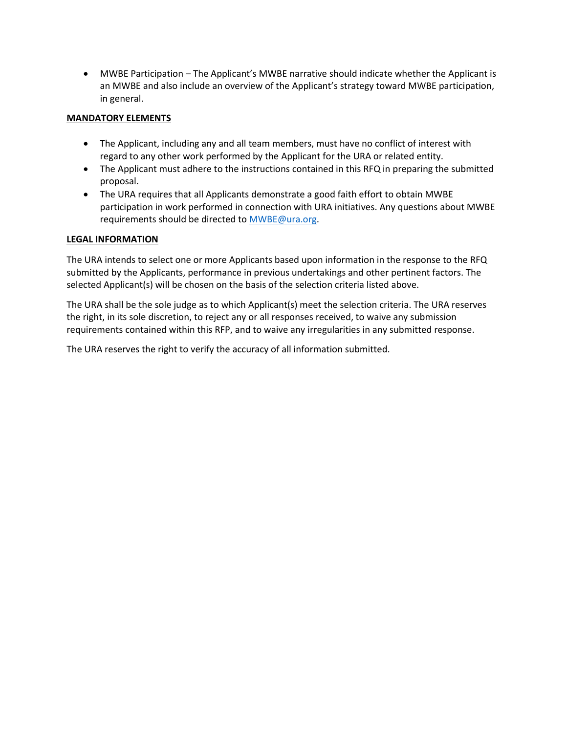- MWBE Participation – The Applicant's MWBE narrative should indicate whether the Applicant is an MWBE and also include an overview of the Applicant's strategy toward MWBE participation, in general.

**MANDATORY ELEMENTS**

- The Applicant, including any and all team members, must have no conflict of interest with regard to any other work performed by the Applicant for the URA or related entity.
- The Applicant must adhere to the instructions contained in this RFQ in preparing the submitted proposal.
- The URA requires that all Applicants demonstrate a good faith effort to obtain MWBE participation in work performed in connection with URA initiatives. Any questions about MWBE requirements should be directed to [MWBE@ura.org](mailto:MWBE@ura.org).

**LEGAL INFORMATION**

The URA intends to select one or more Applicants based upon information in the response to the RFQ submitted by the Applicants, performance in previous undertakings and other pertinent factors. The selected Applicant(s) will be chosen on the basis of the selection criteria listed above.

The URA shall be the sole judge as to which Applicant(s) meet the selection criteria. The URA reserves the right, in its sole discretion, to reject any or all responses received, to waive any submission requirements contained within this RFP, and to waive any irregularities in any submitted response.

The URA reserves the right to verify the accuracy of all information submitted.